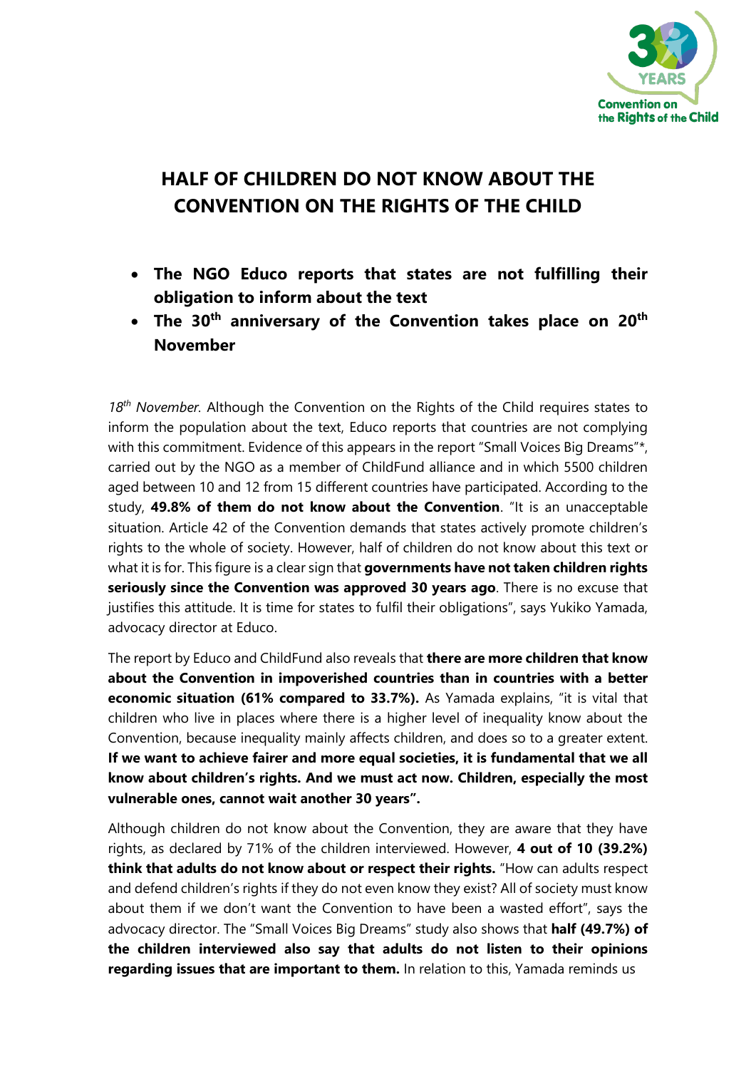# HALF OF CHILDREN DO NOT KNOW ABOUT THE CONVENTION ON THE RIGHTS OF THE CHILD

- **The NGO Educo reports that states are not fulfilling their obligation to inform about the text**
- **The 30th anniversary of the Convention takes place on 20th November**

*18th November.* Although the Convention on the Rights of the Child requires states to inform the population about the text, Educo reports that countries are not complying with this commitment. Evidence of this appears in the report "Small Voices Big Dreams"*, carried out by the NGO as a member of ChildFund alliance and in which 5500 children aged between 10 and 12 from 15 different countries have participated. According to the study, **49.8% of them do not know about the Convention**. "It is an unacceptable situation. Article 42 of the Convention demands that states actively promote children's rights to the whole of society. However, half of children do not know about this text or what it is for. This figure is a clear sign that **governments have not taken children rights seriously since the Convention was approved 30 years ago**. There is no excuse that justifies this attitude. It is time for states to fulfil their obligations", says Yukiko Yamada, advocacy director at Educo.

The report by Educo and ChildFund also reveals that **there are more children that know about the Convention in impoverished countries than in countries with a better economic situation (61% compared to 33.7%).** As Yamada explains, "it is vital that children who live in places where there is a higher level of inequality know about the Convention, because inequality mainly affects children, and does so to a greater extent. **If we want to achieve fairer and more equal societies, it is fundamental that we all know about children's rights. And we must act now. Children, especially the most vulnerable ones, cannot wait another 30 years".**

Although children do not know about the Convention, they are aware that they have rights, as declared by 71% of the children interviewed. However, **4 out of 10 (39.2%) think that adults do not know about or respect their rights.** "How can adults respect and defend children's rights if they do not even know they exist? All of society must know about them if we don't want the Convention to have been a wasted effort", says the advocacy director. The "Small Voices Big Dreams" study also shows that **half (49.7%) of the children interviewed also say that adults do not listen to their opinions regarding issues that are important to them.** In relation to this, Yamada reminds us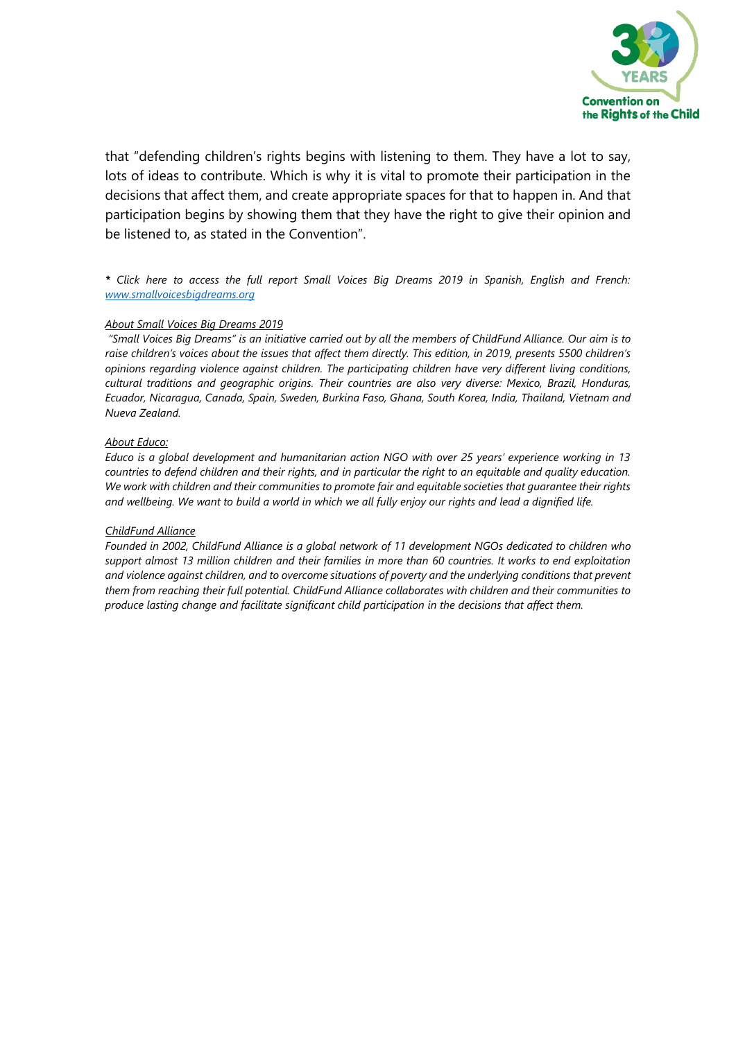that "defending children's rights begins with listening to them. They have a lot to say, lots of ideas to contribute. Which is why it is vital to promote their participation in the decisions that affect them, and create appropriate spaces for that to happen in. And that participation begins by showing them that they have the right to give their opinion and be listened to, as stated in the Convention".

***** *Click here to access the full report Small Voices Big Dreams 2019 in Spanish, English and French: [www.smallvoicesbigdreams.org](http://www.smallvoicesbigdreams.org)*

*About Small Voices Big Dreams 2019*

*"Small Voices Big Dreams" is an initiative carried out by all the members of ChildFund Alliance. Our aim is to raise children's voices about the issues that affect them directly. This edition, in 2019, presents 5500 children's opinions regarding violence against children. The participating children have very different living conditions, cultural traditions and geographic origins. Their countries are also very diverse: Mexico, Brazil, Honduras, Ecuador, Nicaragua, Canada, Spain, Sweden, Burkina Faso, Ghana, South Korea, India, Thailand, Vietnam and Nueva Zealand.*

*About Educo:*

*Educo is a global development and humanitarian action NGO with over 25 years' experience working in 13 countries to defend children and their rights, and in particular the right to an equitable and quality education. We work with children and their communities to promote fair and equitable societies that guarantee their rights and wellbeing. We want to build a world in which we all fully enjoy our rights and lead a dignified life.*

*ChildFund Alliance*

*Founded in 2002, ChildFund Alliance is a global network of 11 development NGOs dedicated to children who support almost 13 million children and their families in more than 60 countries. It works to end exploitation and violence against children, and to overcome situations of poverty and the underlying conditions that prevent them from reaching their full potential. ChildFund Alliance collaborates with children and their communities to produce lasting change and facilitate significant child participation in the decisions that affect them.*